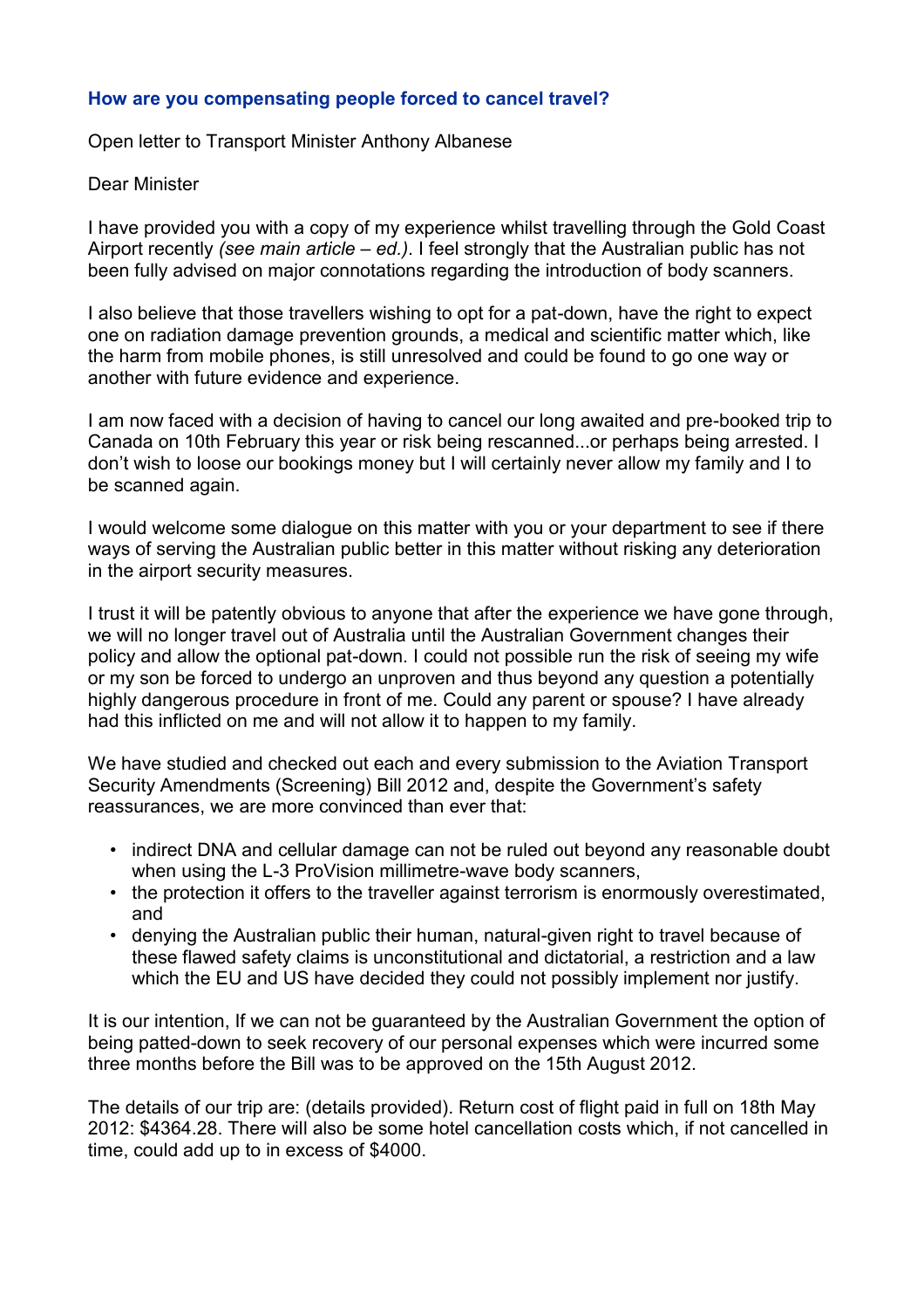## How are you compensating people forced to cancel travel?

Open letter to Transport Minister Anthony Albanese

Dear Minister

I have provided you with a copy of my experience whilst travelling through the Gold Coast Airport recently *(see main article – ed.)*. I feel strongly that the Australian public has not been fully advised on major connotations regarding the introduction of body scanners.

I also believe that those travellers wishing to opt for a pat-down, have the right to expect one on radiation damage prevention grounds, a medical and scientific matter which, like the harm from mobile phones, is still unresolved and could be found to go one way or another with future evidence and experience.

I am now faced with a decision of having to cancel our long awaited and pre-booked trip to Canada on 10th February this year or risk being rescanned...or perhaps being arrested. I don't wish to loose our bookings money but I will certainly never allow my family and I to be scanned again.

I would welcome some dialogue on this matter with you or your department to see if there ways of serving the Australian public better in this matter without risking any deterioration in the airport security measures.

I trust it will be patently obvious to anyone that after the experience we have gone through, we will no longer travel out of Australia until the Australian Government changes their policy and allow the optional pat-down. I could not possible run the risk of seeing my wife or my son be forced to undergo an unproven and thus beyond any question a potentially highly dangerous procedure in front of me. Could any parent or spouse? I have already had this inflicted on me and will not allow it to happen to my family.

We have studied and checked out each and every submission to the Aviation Transport Security Amendments (Screening) Bill 2012 and, despite the Government's safety reassurances, we are more convinced than ever that:

- indirect DNA and cellular damage can not be ruled out beyond any reasonable doubt when using the L-3 ProVision millimetre-wave body scanners,
- the protection it offers to the traveller against terrorism is enormously overestimated, and
- denying the Australian public their human, natural-given right to travel because of these flawed safety claims is unconstitutional and dictatorial, a restriction and a law which the EU and US have decided they could not possibly implement nor justify.

It is our intention, If we can not be guaranteed by the Australian Government the option of being patted-down to seek recovery of our personal expenses which were incurred some three months before the Bill was to be approved on the 15th August 2012.

The details of our trip are: (details provided). Return cost of flight paid in full on 18th May 2012: $4364.28. There will also be some hotel cancellation costs which, if not cancelled in time, could add up to in excess of $4000.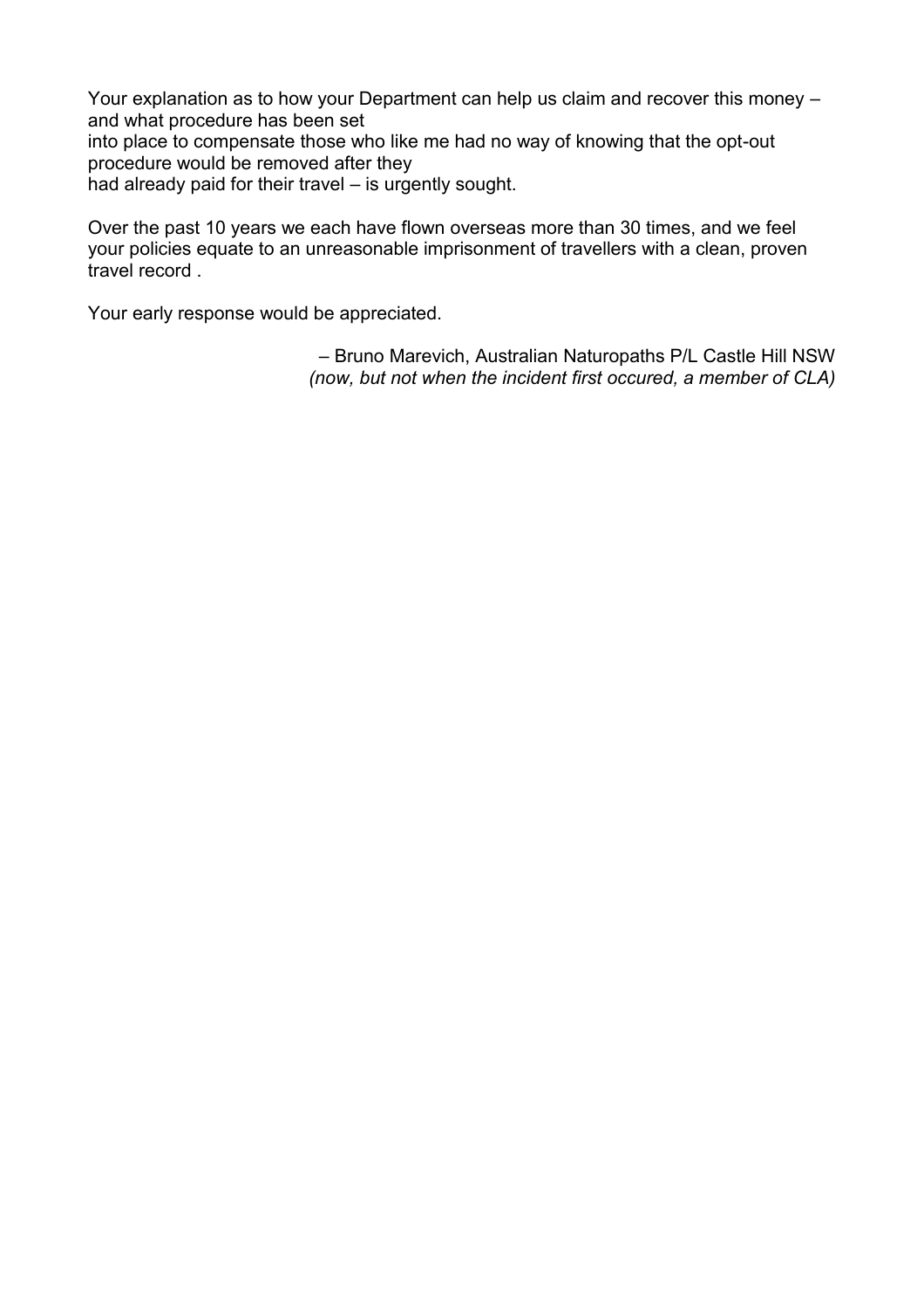Your explanation as to how your Department can help us claim and recover this money – and what procedure has been set into place to compensate those who like me had no way of knowing that the opt-out procedure would be removed after they had already paid for their travel – is urgently sought.

Over the past 10 years we each have flown overseas more than 30 times, and we feel your policies equate to an unreasonable imprisonment of travellers with a clean, proven travel record .

Your early response would be appreciated.

– Bruno Marevich, Australian Naturopaths P/L Castle Hill NSW
*(now, but not when the incident first occured, a member of CLA)*